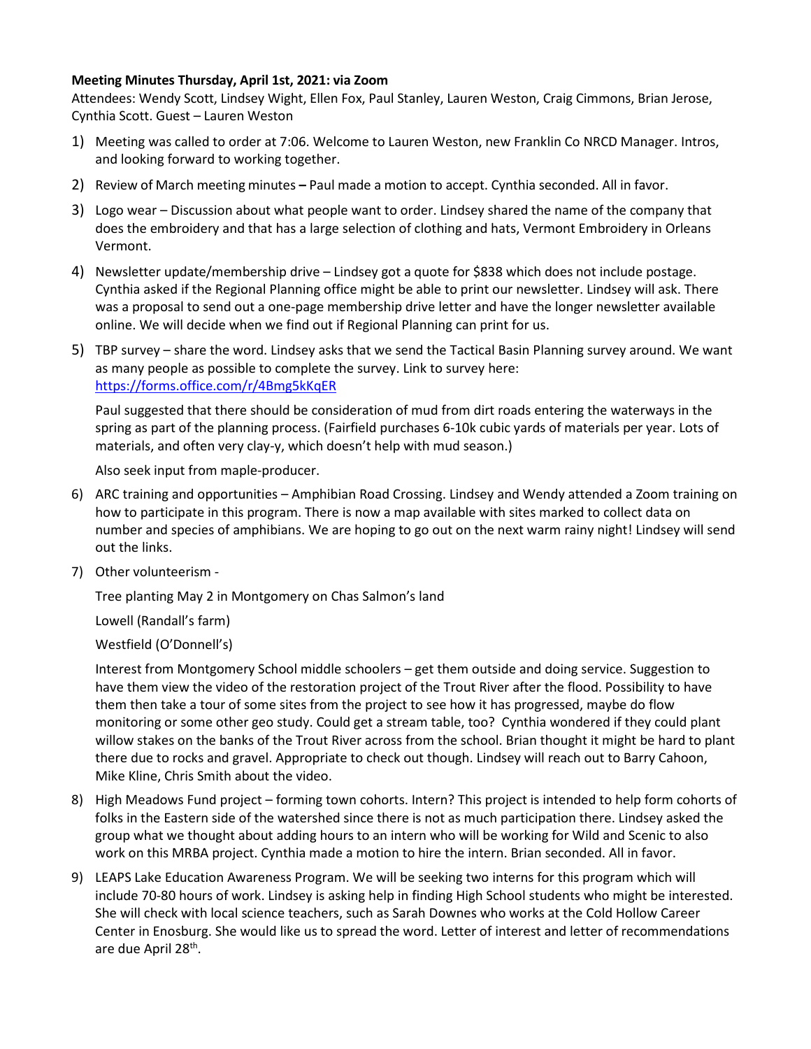**Meeting Minutes Thursday, April 1st, 2021: via Zoom**

Attendees: Wendy Scott, Lindsey Wight, Ellen Fox, Paul Stanley, Lauren Weston, Craig Cimmons, Brian Jerose, Cynthia Scott. Guest – Lauren Weston

1) Meeting was called to order at 7:06. Welcome to Lauren Weston, new Franklin Co NRCD Manager. Intros, and looking forward to working together.

2) Review of March meeting minutes **–** Paul made a motion to accept. Cynthia seconded. All in favor.

3) Logo wear – Discussion about what people want to order. Lindsey shared the name of the company that does the embroidery and that has a large selection of clothing and hats, Vermont Embroidery in Orleans Vermont.

4) Newsletter update/membership drive – Lindsey got a quote for $838 which does not include postage. Cynthia asked if the Regional Planning office might be able to print our newsletter. Lindsey will ask. There was a proposal to send out a one-page membership drive letter and have the longer newsletter available online. We will decide when we find out if Regional Planning can print for us.

5) TBP survey – share the word. Lindsey asks that we send the Tactical Basin Planning survey around. We want as many people as possible to complete the survey. Link to survey here: https://forms.office.com/r/4Bmg5kKqER

   Paul suggested that there should be consideration of mud from dirt roads entering the waterways in the spring as part of the planning process. (Fairfield purchases 6-10k cubic yards of materials per year. Lots of materials, and often very clay-y, which doesn't help with mud season.)

   Also seek input from maple-producer.

6) ARC training and opportunities – Amphibian Road Crossing. Lindsey and Wendy attended a Zoom training on how to participate in this program. There is now a map available with sites marked to collect data on number and species of amphibians. We are hoping to go out on the next warm rainy night! Lindsey will send out the links.

7) Other volunteerism -

   Tree planting May 2 in Montgomery on Chas Salmon's land

   Lowell (Randall's farm)

   Westfield (O'Donnell's)

   Interest from Montgomery School middle schoolers – get them outside and doing service. Suggestion to have them view the video of the restoration project of the Trout River after the flood. Possibility to have them then take a tour of some sites from the project to see how it has progressed, maybe do flow monitoring or some other geo study. Could get a stream table, too? Cynthia wondered if they could plant willow stakes on the banks of the Trout River across from the school. Brian thought it might be hard to plant there due to rocks and gravel. Appropriate to check out though. Lindsey will reach out to Barry Cahoon, Mike Kline, Chris Smith about the video.

8) High Meadows Fund project – forming town cohorts. Intern? This project is intended to help form cohorts of folks in the Eastern side of the watershed since there is not as much participation there. Lindsey asked the group what we thought about adding hours to an intern who will be working for Wild and Scenic to also work on this MRBA project. Cynthia made a motion to hire the intern. Brian seconded. All in favor.

9) LEAPS Lake Education Awareness Program. We will be seeking two interns for this program which will include 70-80 hours of work. Lindsey is asking help in finding High School students who might be interested. She will check with local science teachers, such as Sarah Downes who works at the Cold Hollow Career Center in Enosburg. She would like us to spread the word. Letter of interest and letter of recommendations are due April 28th.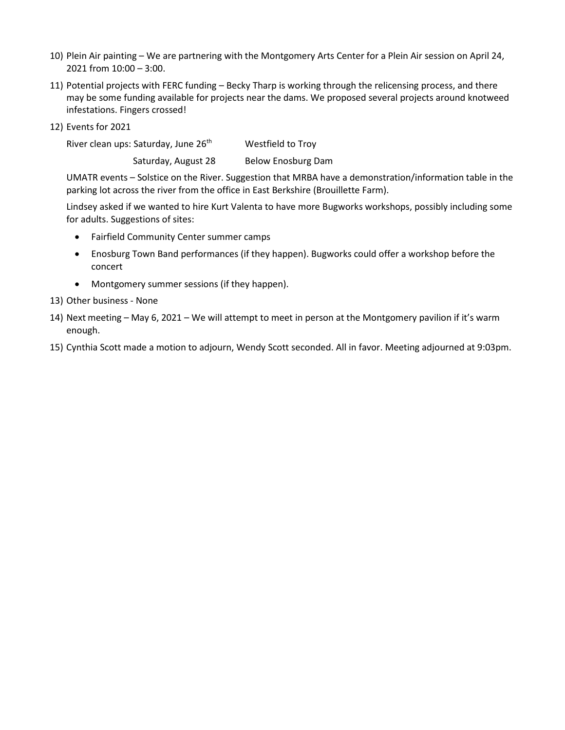10) Plein Air painting – We are partnering with the Montgomery Arts Center for a Plein Air session on April 24, 2021 from 10:00 – 3:00.
11) Potential projects with FERC funding – Becky Tharp is working through the relicensing process, and there may be some funding available for projects near the dams. We proposed several projects around knotweed infestations. Fingers crossed!
12) Events for 2021

    | | |
    |---|---|
    | River clean ups: Saturday, June 26th | Westfield to Troy |
    | Saturday, August 28 | Below Enosburg Dam |

    UMATR events – Solstice on the River. Suggestion that MRBA have a demonstration/information table in the parking lot across the river from the office in East Berkshire (Brouillette Farm).

    Lindsey asked if we wanted to hire Kurt Valenta to have more Bugworks workshops, possibly including some for adults. Suggestions of sites:

    - Fairfield Community Center summer camps
    - Enosburg Town Band performances (if they happen). Bugworks could offer a workshop before the concert
    - Montgomery summer sessions (if they happen).

13) Other business - None
14) Next meeting – May 6, 2021 – We will attempt to meet in person at the Montgomery pavilion if it's warm enough.
15) Cynthia Scott made a motion to adjourn, Wendy Scott seconded. All in favor. Meeting adjourned at 9:03pm.